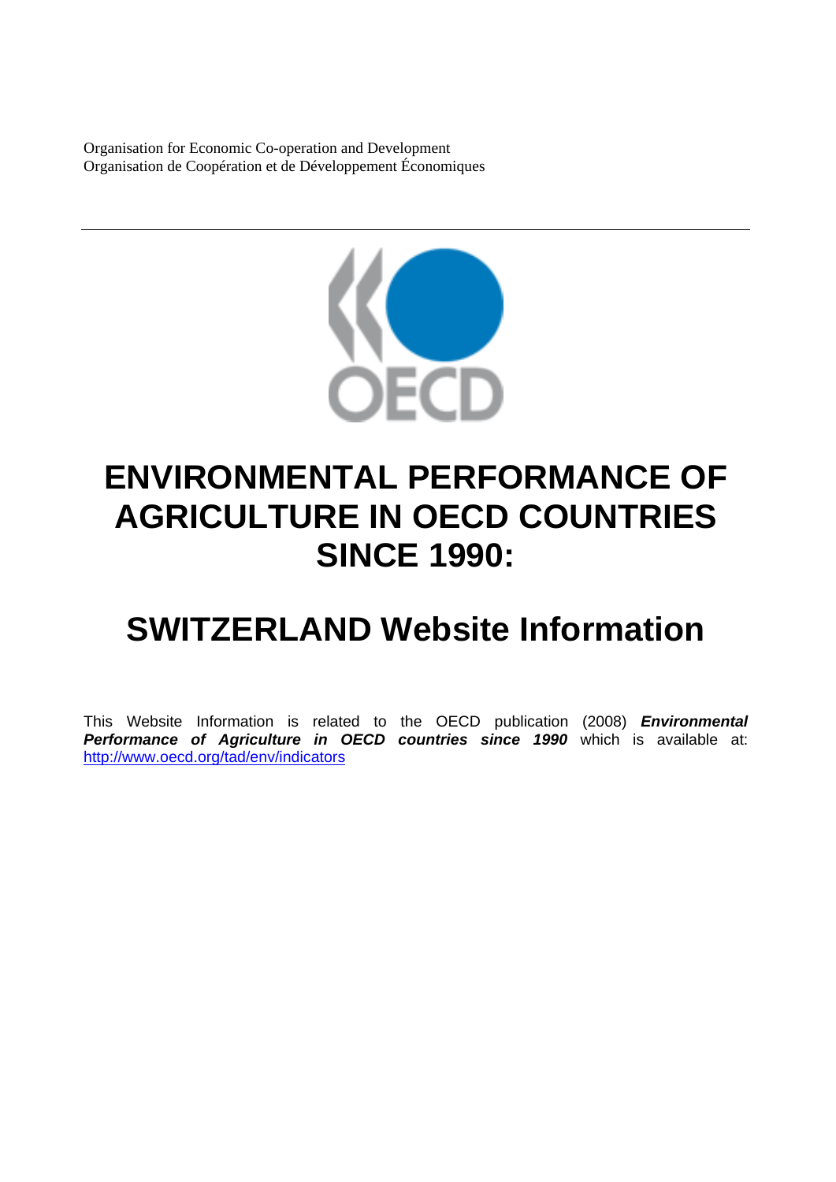Organisation for Economic Co-operation and Development
Organisation de Coopération et de Développement Économiques

---

# ENVIRONMENTAL PERFORMANCE OF AGRICULTURE IN OECD COUNTRIES SINCE 1990:

# SWITZERLAND Website Information

This Website Information is related to the OECD publication (2008) ***Environmental Performance of Agriculture in OECD countries since 1990*** which is available at: http://www.oecd.org/tad/env/indicators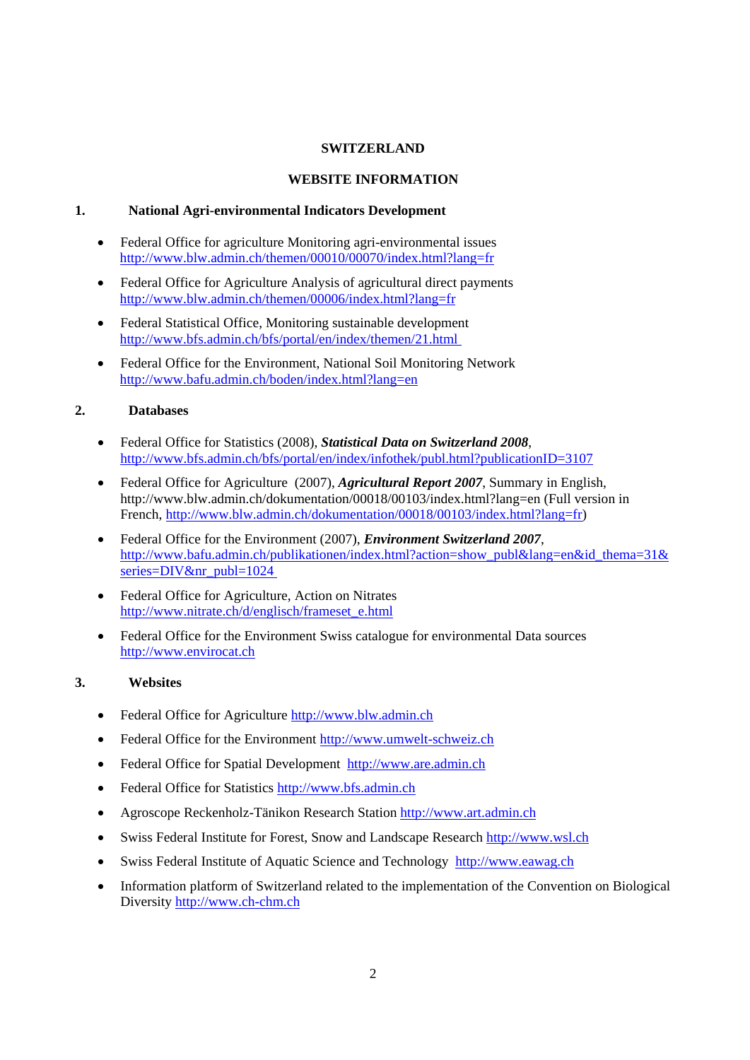# SWITZERLAND

## WEBSITE INFORMATION

### 1. National Agri-environmental Indicators Development

- Federal Office for agriculture Monitoring agri-environmental issues http://www.blw.admin.ch/themen/00010/00070/index.html?lang=fr
- Federal Office for Agriculture Analysis of agricultural direct payments http://www.blw.admin.ch/themen/00006/index.html?lang=fr
- Federal Statistical Office, Monitoring sustainable development http://www.bfs.admin.ch/bfs/portal/en/index/themen/21.html
- Federal Office for the Environment, National Soil Monitoring Network http://www.bafu.admin.ch/boden/index.html?lang=en

### 2. Databases

- Federal Office for Statistics (2008), ***Statistical Data on Switzerland 2008***, http://www.bfs.admin.ch/bfs/portal/en/index/infothek/publ.html?publicationID=3107
- Federal Office for Agriculture (2007), ***Agricultural Report 2007***, Summary in English, http://www.blw.admin.ch/dokumentation/00018/00103/index.html?lang=en (Full version in French, http://www.blw.admin.ch/dokumentation/00018/00103/index.html?lang=fr)
- Federal Office for the Environment (2007), ***Environment Switzerland 2007***, http://www.bafu.admin.ch/publikationen/index.html?action=show_publ&lang=en&id_thema=31&series=DIV&nr_publ=1024
- Federal Office for Agriculture, Action on Nitrates http://www.nitrate.ch/d/englisch/frameset_e.html
- Federal Office for the Environment Swiss catalogue for environmental Data sources http://www.envirocat.ch

### 3. Websites

- Federal Office for Agriculture http://www.blw.admin.ch
- Federal Office for the Environment http://www.umwelt-schweiz.ch
- Federal Office for Spatial Development http://www.are.admin.ch
- Federal Office for Statistics http://www.bfs.admin.ch
- Agroscope Reckenholz-Tänikon Research Station http://www.art.admin.ch
- Swiss Federal Institute for Forest, Snow and Landscape Research http://www.wsl.ch
- Swiss Federal Institute of Aquatic Science and Technology http://www.eawag.ch
- Information platform of Switzerland related to the implementation of the Convention on Biological Diversity http://www.ch-chm.ch